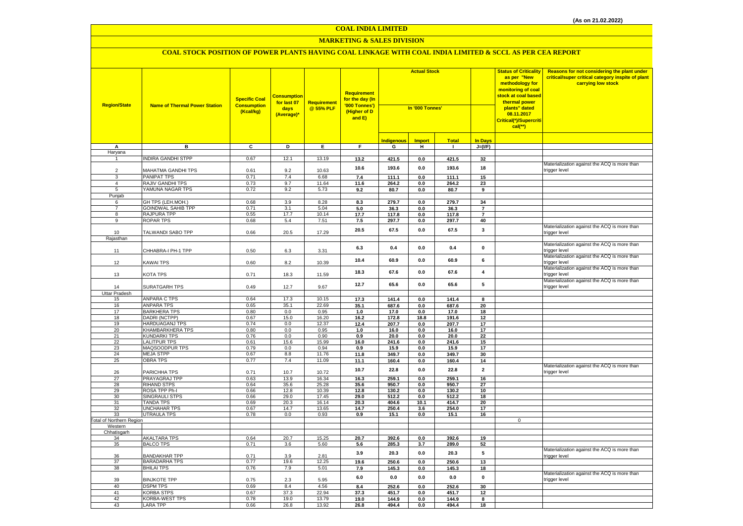(As on 21.02.2022)

# COAL INDIA LIMITED

## MARKETING & SALES DIVISION

### COAL STOCK POSITION OF POWER PLANTS HAVING COAL LINKAGE WITH COAL INDIA LIMITED & SCCL AS PER CEA REPORT

| Region/State | Name of Thermal Power Station | Specific Coal Consumption (Kcal/kg) | Consumption for last 07 days (Average)* | Requirement @ 55% PLF | Requirement for the day (In '000 Tonnes') (Higher of D and E) | Actual Stock In '000 Tonnes' | | | | Status of Criticality as per "New methodology for monitoring of coal stock at coal based thermal power plants" dated 08.11.2017 Critical(*)/Supercritical(**) | Reasons for not considering the plant under critical/super critical category inspite of plant carrying low stock |
|---|---|---|---|---|---|---|---|---|---|---|---|
| | | | | | | Indigenous | Import | Total | In Days | | |
| A | B | C | D | E | F | G | H | I | J=(I/F) | | |
| Haryana | | | | | | | | | | | |
| 1 | INDIRA GANDHI STPP | 0.67 | 12.1 | 13.19 | 13.2 | 421.5 | 0.0 | 421.5 | 32 | | |
| 2 | MAHATMA GANDHI TPS | 0.61 | 9.2 | 10.63 | 10.6 | 193.6 | 0.0 | 193.6 | 18 | | Materialization against the ACQ is more than trigger level |
| 3 | PANIPAT TPS | 0.71 | 7.4 | 6.68 | 7.4 | 111.1 | 0.0 | 111.1 | 15 | | |
| 4 | RAJIV GANDHI TPS | 0.73 | 9.7 | 11.64 | 11.6 | 264.2 | 0.0 | 264.2 | 23 | | |
| 5 | YAMUNA NAGAR TPS | 0.72 | 9.2 | 5.73 | 9.2 | 80.7 | 0.0 | 80.7 | 9 | | |
| Punjab | | | | | | | | | | | |
| 6 | GH TPS (LEH.MOH.) | 0.68 | 3.9 | 8.28 | 8.3 | 279.7 | 0.0 | 279.7 | 34 | | |
| 7 | GOINDWAL SAHIB TPP | 0.71 | 3.1 | 5.04 | 5.0 | 36.3 | 0.0 | 36.3 | 7 | | |
| 8 | RAJPURA TPP | 0.55 | 17.7 | 10.14 | 17.7 | 117.8 | 0.0 | 117.8 | 7 | | |
| 9 | ROPAR TPS | 0.68 | 5.4 | 7.51 | 7.5 | 297.7 | 0.0 | 297.7 | 40 | | |
| 10 | TALWANDI SABO TPP | 0.66 | 20.5 | 17.29 | 20.5 | 67.5 | 0.0 | 67.5 | 3 | | Materialization against the ACQ is more than trigger level |
| Rajasthan | | | | | | | | | | | |
| 11 | CHHABRA-I PH-1 TPP | 0.50 | 6.3 | 3.31 | 6.3 | 0.4 | 0.0 | 0.4 | 0 | | Materialization against the ACQ is more than trigger level |
| 12 | KAWAI TPS | 0.60 | 8.2 | 10.39 | 10.4 | 60.9 | 0.0 | 60.9 | 6 | | Materialization against the ACQ is more than trigger level |
| 13 | KOTA TPS | 0.71 | 18.3 | 11.59 | 18.3 | 67.6 | 0.0 | 67.6 | 4 | | Materialization against the ACQ is more than trigger level |
| 14 | SURATGARH TPS | 0.49 | 12.7 | 9.67 | 12.7 | 65.6 | 0.0 | 65.6 | 5 | | Materialization against the ACQ is more than trigger level |
| Uttar Pradesh | | | | | | | | | | | |
| 15 | ANPARA C TPS | 0.64 | 17.3 | 10.15 | 17.3 | 141.4 | 0.0 | 141.4 | 8 | | |
| 16 | ANPARA TPS | 0.65 | 35.1 | 22.69 | 35.1 | 687.6 | 0.0 | 687.6 | 20 | | |
| 17 | BARKHERA TPS | 0.80 | 0.0 | 0.95 | 1.0 | 17.0 | 0.0 | 17.0 | 18 | | |
| 18 | DADRI (NCTPP) | 0.67 | 15.0 | 16.20 | 16.2 | 172.8 | 18.8 | 191.6 | 12 | | |
| 19 | HARDUAGANJ TPS | 0.74 | 0.0 | 12.37 | 12.4 | 207.7 | 0.0 | 207.7 | 17 | | |
| 20 | KHAMBARKHERA TPS | 0.80 | 0.0 | 0.95 | 1.0 | 16.0 | 0.0 | 16.0 | 17 | | |
| 21 | KUNDARKI TPS | 0.76 | 0.0 | 0.90 | 0.9 | 20.0 | 0.0 | 20.0 | 22 | | |
| 22 | LALITPUR TPS | 0.61 | 15.6 | 15.99 | 16.0 | 241.6 | 0.0 | 241.6 | 15 | | |
| 23 | MAQSOODPUR TPS | 0.79 | 0.0 | 0.94 | 0.9 | 15.9 | 0.0 | 15.9 | 17 | | |
| 24 | MEJA STPP | 0.67 | 8.8 | 11.76 | 11.8 | 349.7 | 0.0 | 349.7 | 30 | | |
| 25 | OBRA TPS | 0.77 | 7.4 | 11.09 | 11.1 | 160.4 | 0.0 | 160.4 | 14 | | |
| 26 | PARICHHA TPS | 0.71 | 10.7 | 10.72 | 10.7 | 22.8 | 0.0 | 22.8 | 2 | | Materialization against the ACQ is more than trigger level |
| 27 | PRAYAGRAJ TPP | 0.63 | 13.9 | 16.34 | 16.3 | 259.1 | 0.0 | 259.1 | 16 | | |
| 28 | RIHAND STPS | 0.64 | 35.6 | 25.28 | 35.6 | 950.7 | 0.0 | 950.7 | 27 | | |
| 29 | ROSA TPP Ph-I | 0.66 | 12.8 | 10.39 | 12.8 | 130.2 | 0.0 | 130.2 | 10 | | |
| 30 | SINGRAULI STPS | 0.66 | 29.0 | 17.45 | 29.0 | 512.2 | 0.0 | 512.2 | 18 | | |
| 31 | TANDA TPS | 0.69 | 20.3 | 16.14 | 20.3 | 404.6 | 10.1 | 414.7 | 20 | | |
| 32 | UNCHAHAR TPS | 0.67 | 14.7 | 13.65 | 14.7 | 250.4 | 3.6 | 254.0 | 17 | | |
| 33 | UTRAULA TPS | 0.78 | 0.0 | 0.93 | 0.9 | 15.1 | 0.0 | 15.1 | 16 | | |
| Total of Northern Region | | | | | | | | | | 0 | |
| Western | | | | | | | | | | | |
| Chhatisgarh | | | | | | | | | | | |
| 34 | AKALTARA TPS | 0.64 | 20.7 | 15.25 | 20.7 | 392.6 | 0.0 | 392.6 | 19 | | |
| 35 | BALCO TPS | 0.71 | 3.6 | 5.60 | 5.6 | 285.3 | 3.7 | 289.0 | 52 | | |
| 36 | BANDAKHAR TPP | 0.71 | 3.9 | 2.81 | 3.9 | 20.3 | 0.0 | 20.3 | 5 | | Materialization against the ACQ is more than trigger level |
| 37 | BARADARHA TPS | 0.77 | 19.6 | 12.25 | 19.6 | 250.6 | 0.0 | 250.6 | 13 | | |
| 38 | BHILAI TPS | 0.76 | 7.9 | 5.01 | 7.9 | 145.3 | 0.0 | 145.3 | 18 | | |
| 39 | BINJKOTE TPP | 0.75 | 2.3 | 5.95 | 6.0 | 0.0 | 0.0 | 0.0 | 0 | | Materialization against the ACQ is more than trigger level |
| 40 | DSPM TPS | 0.69 | 8.4 | 4.56 | 8.4 | 252.6 | 0.0 | 252.6 | 30 | | |
| 41 | KORBA STPS | 0.67 | 37.3 | 22.94 | 37.3 | 451.7 | 0.0 | 451.7 | 12 | | |
| 42 | KORBA-WEST TPS | 0.78 | 19.0 | 13.79 | 19.0 | 144.9 | 0.0 | 144.9 | 8 | | |
| 43 | LARA TPP | 0.66 | 26.8 | 13.92 | 26.8 | 494.4 | 0.0 | 494.4 | 18 | | |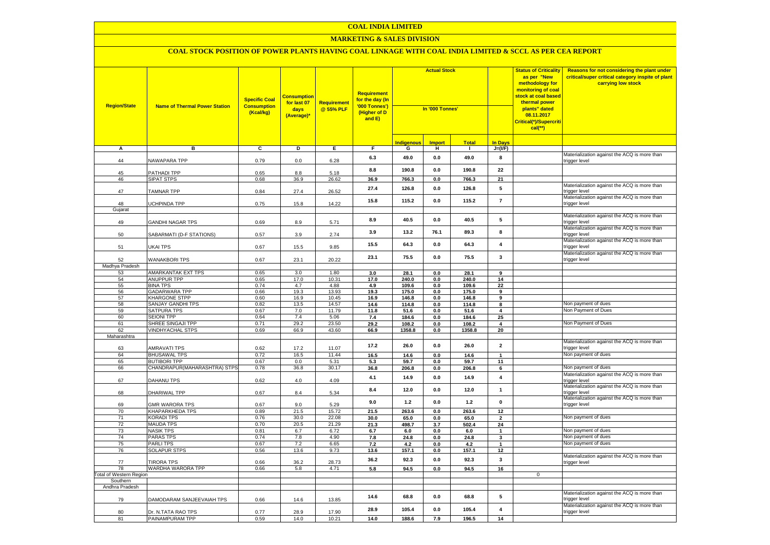# COAL INDIA LIMITED

## MARKETING & SALES DIVISION

### COAL STOCK POSITION OF POWER PLANTS HAVING COAL LINKAGE WITH COAL INDIA LIMITED & SCCL AS PER CEA REPORT

| Region/State | Name of Thermal Power Station | Specific Coal Consumption (Kcal/kg) | Consumption for last 07 days (Average)* | Requirement @ 55% PLF | Requirement for the day (In '000 Tonnes') (Higher of D and E) | Actual Stock In '000 Tonnes' | | | | Status of Criticality as per "New methodology for monitoring of coal stock at coal based thermal power plants" dated 08.11.2017 Critical(*)/Supercritical(**) | Reasons for not considering the plant under critical/super critical category inspite of plant carrying low stock |
|---|---|---|---|---|---|---|---|---|---|---|---|
| | | | | | | Indigenous | Import | Total | In Days | | |
| A | B | C | D | E | F | G | H | I | J=(I/F) | | |
| 44 | NAWAPARA TPP | 0.79 | 0.0 | 6.28 | 6.3 | 49.0 | 0.0 | 49.0 | 8 | | Materialization against the ACQ is more than trigger level |
| 45 | PATHADI TPP | 0.65 | 8.8 | 5.18 | 8.8 | 190.8 | 0.0 | 190.8 | 22 | | |
| 46 | SIPAT STPS | 0.68 | 36.9 | 26.62 | 36.9 | 766.3 | 0.0 | 766.3 | 21 | | |
| 47 | TAMNAR TPP | 0.84 | 27.4 | 26.52 | 27.4 | 126.8 | 0.0 | 126.8 | 5 | | Materialization against the ACQ is more than trigger level |
| 48 | UCHPINDA TPP | 0.75 | 15.8 | 14.22 | 15.8 | 115.2 | 0.0 | 115.2 | 7 | | Materialization against the ACQ is more than trigger level |
| Gujarat | | | | | | | | | | | |
| 49 | GANDHI NAGAR TPS | 0.69 | 8.9 | 5.71 | 8.9 | 40.5 | 0.0 | 40.5 | 5 | | Materialization against the ACQ is more than trigger level |
| 50 | SABARMATI (D-F STATIONS) | 0.57 | 3.9 | 2.74 | 3.9 | 13.2 | 76.1 | 89.3 | 8 | | Materialization against the ACQ is more than trigger level |
| 51 | UKAI TPS | 0.67 | 15.5 | 9.85 | 15.5 | 64.3 | 0.0 | 64.3 | 4 | | Materialization against the ACQ is more than trigger level |
| 52 | WANAKBORI TPS | 0.67 | 23.1 | 20.22 | 23.1 | 75.5 | 0.0 | 75.5 | 3 | | Materialization against the ACQ is more than trigger level |
| Madhya Pradesh | | | | | | | | | | | |
| 53 | AMARKANTAK EXT TPS | 0.65 | 3.0 | 1.80 | 3.0 | 28.1 | 0.0 | 28.1 | 9 | | |
| 54 | ANUPPUR TPP | 0.65 | 17.0 | 10.31 | 17.0 | 240.0 | 0.0 | 240.0 | 14 | | |
| 55 | BINA TPS | 0.74 | 4.7 | 4.88 | 4.9 | 109.6 | 0.0 | 109.6 | 22 | | |
| 56 | GADARWARA TPP | 0.66 | 19.3 | 13.93 | 19.3 | 175.0 | 0.0 | 175.0 | 9 | | |
| 57 | KHARGONE STPP | 0.60 | 16.9 | 10.45 | 16.9 | 146.8 | 0.0 | 146.8 | 9 | | |
| 58 | SANJAY GANDHI TPS | 0.82 | 13.5 | 14.57 | 14.6 | 114.8 | 0.0 | 114.8 | 8 | | Non payment of dues |
| 59 | SATPURA TPS | 0.67 | 7.0 | 11.79 | 11.8 | 51.6 | 0.0 | 51.6 | 4 | | Non Payment of Dues |
| 60 | SEIONI TPP | 0.64 | 7.4 | 5.06 | 7.4 | 184.6 | 0.0 | 184.6 | 25 | | |
| 61 | SHREE SINGAJI TPP | 0.71 | 29.2 | 23.50 | 29.2 | 108.2 | 0.0 | 108.2 | 4 | | Non Payment of Dues |
| 62 | VINDHYACHAL STPS | 0.69 | 66.9 | 43.60 | 66.9 | 1358.8 | 0.0 | 1358.8 | 20 | | |
| Maharashtra | | | | | | | | | | | |
| 63 | AMRAVATI TPS | 0.62 | 17.2 | 11.07 | 17.2 | 26.0 | 0.0 | 26.0 | 2 | | Materialization against the ACQ is more than trigger level |
| 64 | BHUSAWAL TPS | 0.72 | 16.5 | 11.44 | 16.5 | 14.6 | 0.0 | 14.6 | 1 | | Non payment of dues |
| 65 | BUTIBORI TPP | 0.67 | 0.0 | 5.31 | 5.3 | 59.7 | 0.0 | 59.7 | 11 | | |
| 66 | CHANDRAPUR(MAHARASHTRA) STPS | 0.78 | 36.8 | 30.17 | 36.8 | 206.8 | 0.0 | 206.8 | 6 | | Non payment of dues |
| 67 | DAHANU TPS | 0.62 | 4.0 | 4.09 | 4.1 | 14.9 | 0.0 | 14.9 | 4 | | Materialization against the ACQ is more than trigger level |
| 68 | DHARIWAL TPP | 0.67 | 8.4 | 5.34 | 8.4 | 12.0 | 0.0 | 12.0 | 1 | | Materialization against the ACQ is more than trigger level |
| 69 | GMR WARORA TPS | 0.67 | 9.0 | 5.29 | 9.0 | 1.2 | 0.0 | 1.2 | 0 | | Materialization against the ACQ is more than trigger level |
| 70 | KHAPARKHEDA TPS | 0.89 | 21.5 | 15.72 | 21.5 | 263.6 | 0.0 | 263.6 | 12 | | |
| 71 | KORADI TPS | 0.76 | 30.0 | 22.08 | 30.0 | 65.0 | 0.0 | 65.0 | 2 | | Non payment of dues |
| 72 | MAUDA TPS | 0.70 | 20.5 | 21.29 | 21.3 | 498.7 | 3.7 | 502.4 | 24 | | |
| 73 | NASIK TPS | 0.81 | 6.7 | 6.72 | 6.7 | 6.0 | 0.0 | 6.0 | 1 | | Non payment of dues |
| 74 | PARAS TPS | 0.74 | 7.8 | 4.90 | 7.8 | 24.8 | 0.0 | 24.8 | 3 | | Non payment of dues |
| 75 | PARLI TPS | 0.67 | 7.2 | 6.65 | 7.2 | 4.2 | 0.0 | 4.2 | 1 | | Non payment of dues |
| 76 | SOLAPUR STPS | 0.56 | 13.6 | 9.73 | 13.6 | 157.1 | 0.0 | 157.1 | 12 | | |
| 77 | TIRORA TPS | 0.66 | 36.2 | 28.73 | 36.2 | 92.3 | 0.0 | 92.3 | 3 | | Materialization against the ACQ is more than trigger level |
| 78 | WARDHA WARORA TPP | 0.66 | 5.8 | 4.71 | 5.8 | 94.5 | 0.0 | 94.5 | 16 | | |
| Total of Western Region | | | | | | | | | | 0 | |
| Southern | | | | | | | | | | | |
| Andhra Pradesh | | | | | | | | | | | |
| 79 | DAMODARAM SANJEEVAIAH TPS | 0.66 | 14.6 | 13.85 | 14.6 | 68.8 | 0.0 | 68.8 | 5 | | Materialization against the ACQ is more than trigger level |
| 80 | Dr. N.TATA RAO TPS | 0.77 | 28.9 | 17.90 | 28.9 | 105.4 | 0.0 | 105.4 | 4 | | Materialization against the ACQ is more than trigger level |
| 81 | PAINAMPURAM TPP | 0.59 | 14.0 | 10.21 | 14.0 | 188.6 | 7.9 | 196.5 | 14 | | |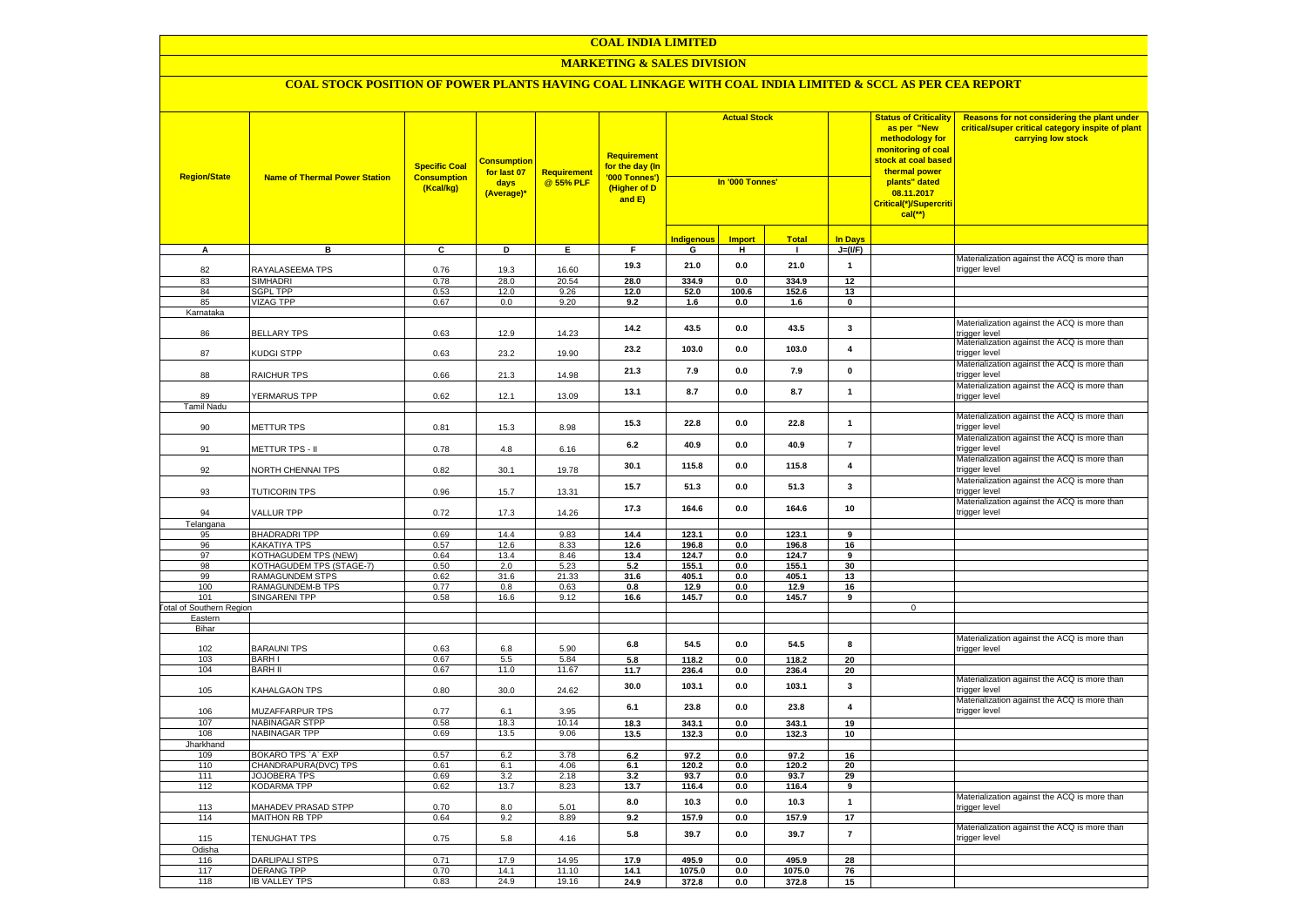# COAL INDIA LIMITED

## MARKETING & SALES DIVISION

### COAL STOCK POSITION OF POWER PLANTS HAVING COAL LINKAGE WITH COAL INDIA LIMITED & SCCL AS PER CEA REPORT

| Region/State | Name of Thermal Power Station | Specific Coal Consumption (Kcal/kg) | Consumption for last 07 days (Average)* | Requirement @ 55% PLF | Requirement for the day (In '000 Tonnes') (Higher of D and E) | Actual Stock In '000 Tonnes' | | | | Status of Criticality as per "New methodology for monitoring of coal stock at coal based thermal power plants" dated 08.11.2017 Critical(*)/Supercritical(**) | Reasons for not considering the plant under critical/super critical category inspite of plant carrying low stock |
|---|---|---|---|---|---|---|---|---|---|---|---|
| | | | | | | Indigenous | Import | Total | In Days | | |
| A | B | C | D | E | F | G | H | I | J=(I/F) | | |
| 82 | RAYALASEEMA TPS | 0.76 | 19.3 | 16.60 | 19.3 | 21.0 | 0.0 | 21.0 | 1 | | Materialization against the ACQ is more than trigger level |
| 83 | SIMHADRI | 0.78 | 28.0 | 20.54 | 28.0 | 334.9 | 0.0 | 334.9 | 12 | | |
| 84 | SGPL TPP | 0.53 | 12.0 | 9.26 | 12.0 | 52.0 | 100.6 | 152.6 | 13 | | |
| 85 | VIZAG TPP | 0.67 | 0.0 | 9.20 | 9.2 | 1.6 | 0.0 | 1.6 | 0 | | |
| Karnataka | | | | | | | | | | | |
| 86 | BELLARY TPS | 0.63 | 12.9 | 14.23 | 14.2 | 43.5 | 0.0 | 43.5 | 3 | | Materialization against the ACQ is more than trigger level |
| 87 | KUDGI STPP | 0.63 | 23.2 | 19.90 | 23.2 | 103.0 | 0.0 | 103.0 | 4 | | Materialization against the ACQ is more than trigger level |
| 88 | RAICHUR TPS | 0.66 | 21.3 | 14.98 | 21.3 | 7.9 | 0.0 | 7.9 | 0 | | Materialization against the ACQ is more than trigger level |
| 89 | YERMARUS TPP | 0.62 | 12.1 | 13.09 | 13.1 | 8.7 | 0.0 | 8.7 | 1 | | Materialization against the ACQ is more than trigger level |
| Tamil Nadu | | | | | | | | | | | |
| 90 | METTUR TPS | 0.81 | 15.3 | 8.98 | 15.3 | 22.8 | 0.0 | 22.8 | 1 | | Materialization against the ACQ is more than trigger level |
| 91 | METTUR TPS - II | 0.78 | 4.8 | 6.16 | 6.2 | 40.9 | 0.0 | 40.9 | 7 | | Materialization against the ACQ is more than trigger level |
| 92 | NORTH CHENNAI TPS | 0.82 | 30.1 | 19.78 | 30.1 | 115.8 | 0.0 | 115.8 | 4 | | Materialization against the ACQ is more than trigger level |
| 93 | TUTICORIN TPS | 0.96 | 15.7 | 13.31 | 15.7 | 51.3 | 0.0 | 51.3 | 3 | | Materialization against the ACQ is more than trigger level |
| 94 | VALLUR TPP | 0.72 | 17.3 | 14.26 | 17.3 | 164.6 | 0.0 | 164.6 | 10 | | Materialization against the ACQ is more than trigger level |
| Telangana | | | | | | | | | | | |
| 95 | BHADRADRI TPP | 0.69 | 14.4 | 9.83 | 14.4 | 123.1 | 0.0 | 123.1 | 9 | | |
| 96 | KAKATIYA TPS | 0.57 | 12.6 | 8.33 | 12.6 | 196.8 | 0.0 | 196.8 | 16 | | |
| 97 | KOTHAGUDEM TPS (NEW) | 0.64 | 13.4 | 8.46 | 13.4 | 124.7 | 0.0 | 124.7 | 9 | | |
| 98 | KOTHAGUDEM TPS (STAGE-7) | 0.50 | 2.0 | 5.23 | 5.2 | 155.1 | 0.0 | 155.1 | 30 | | |
| 99 | RAMAGUNDEM STPS | 0.62 | 31.6 | 21.33 | 31.6 | 405.1 | 0.0 | 405.1 | 13 | | |
| 100 | RAMAGUNDEM-B TPS | 0.77 | 0.8 | 0.63 | 0.8 | 12.9 | 0.0 | 12.9 | 16 | | |
| 101 | SINGARENI TPP | 0.58 | 16.6 | 9.12 | 16.6 | 145.7 | 0.0 | 145.7 | 9 | | |
| Total of Southern Region | | | | | | | | | | 0 | |
| Eastern | | | | | | | | | | | |
| Bihar | | | | | | | | | | | |
| 102 | BARAUNI TPS | 0.63 | 6.8 | 5.90 | 6.8 | 54.5 | 0.0 | 54.5 | 8 | | Materialization against the ACQ is more than trigger level |
| 103 | BARH I | 0.67 | 5.5 | 5.84 | 5.8 | 118.2 | 0.0 | 118.2 | 20 | | |
| 104 | BARH II | 0.67 | 11.0 | 11.67 | 11.7 | 236.4 | 0.0 | 236.4 | 20 | | |
| 105 | KAHALGAON TPS | 0.80 | 30.0 | 24.62 | 30.0 | 103.1 | 0.0 | 103.1 | 3 | | Materialization against the ACQ is more than trigger level |
| 106 | MUZAFFARPUR TPS | 0.77 | 6.1 | 3.95 | 6.1 | 23.8 | 0.0 | 23.8 | 4 | | Materialization against the ACQ is more than trigger level |
| 107 | NABINAGAR STPP | 0.58 | 18.3 | 10.14 | 18.3 | 343.1 | 0.0 | 343.1 | 19 | | |
| 108 | NABINAGAR TPP | 0.69 | 13.5 | 9.06 | 13.5 | 132.3 | 0.0 | 132.3 | 10 | | |
| Jharkhand | | | | | | | | | | | |
| 109 | BOKARO TPS `A` EXP | 0.57 | 6.2 | 3.78 | 6.2 | 97.2 | 0.0 | 97.2 | 16 | | |
| 110 | CHANDRAPURA(DVC) TPS | 0.61 | 6.1 | 4.06 | 6.1 | 120.2 | 0.0 | 120.2 | 20 | | |
| 111 | JOJOBERA TPS | 0.69 | 3.2 | 2.18 | 3.2 | 93.7 | 0.0 | 93.7 | 29 | | |
| 112 | KODARMA TPP | 0.62 | 13.7 | 8.23 | 13.7 | 116.4 | 0.0 | 116.4 | 9 | | |
| 113 | MAHADEV PRASAD STPP | 0.70 | 8.0 | 5.01 | 8.0 | 10.3 | 0.0 | 10.3 | 1 | | Materialization against the ACQ is more than trigger level |
| 114 | MAITHON RB TPP | 0.64 | 9.2 | 8.89 | 9.2 | 157.9 | 0.0 | 157.9 | 17 | | |
| 115 | TENUGHAT TPS | 0.75 | 5.8 | 4.16 | 5.8 | 39.7 | 0.0 | 39.7 | 7 | | Materialization against the ACQ is more than trigger level |
| Odisha | | | | | | | | | | | |
| 116 | DARLIPALI STPS | 0.71 | 17.9 | 14.95 | 17.9 | 495.9 | 0.0 | 495.9 | 28 | | |
| 117 | DERANG TPP | 0.70 | 14.1 | 11.10 | 14.1 | 1075.0 | 0.0 | 1075.0 | 76 | | |
| 118 | IB VALLEY TPS | 0.83 | 24.9 | 19.16 | 24.9 | 372.8 | 0.0 | 372.8 | 15 | | |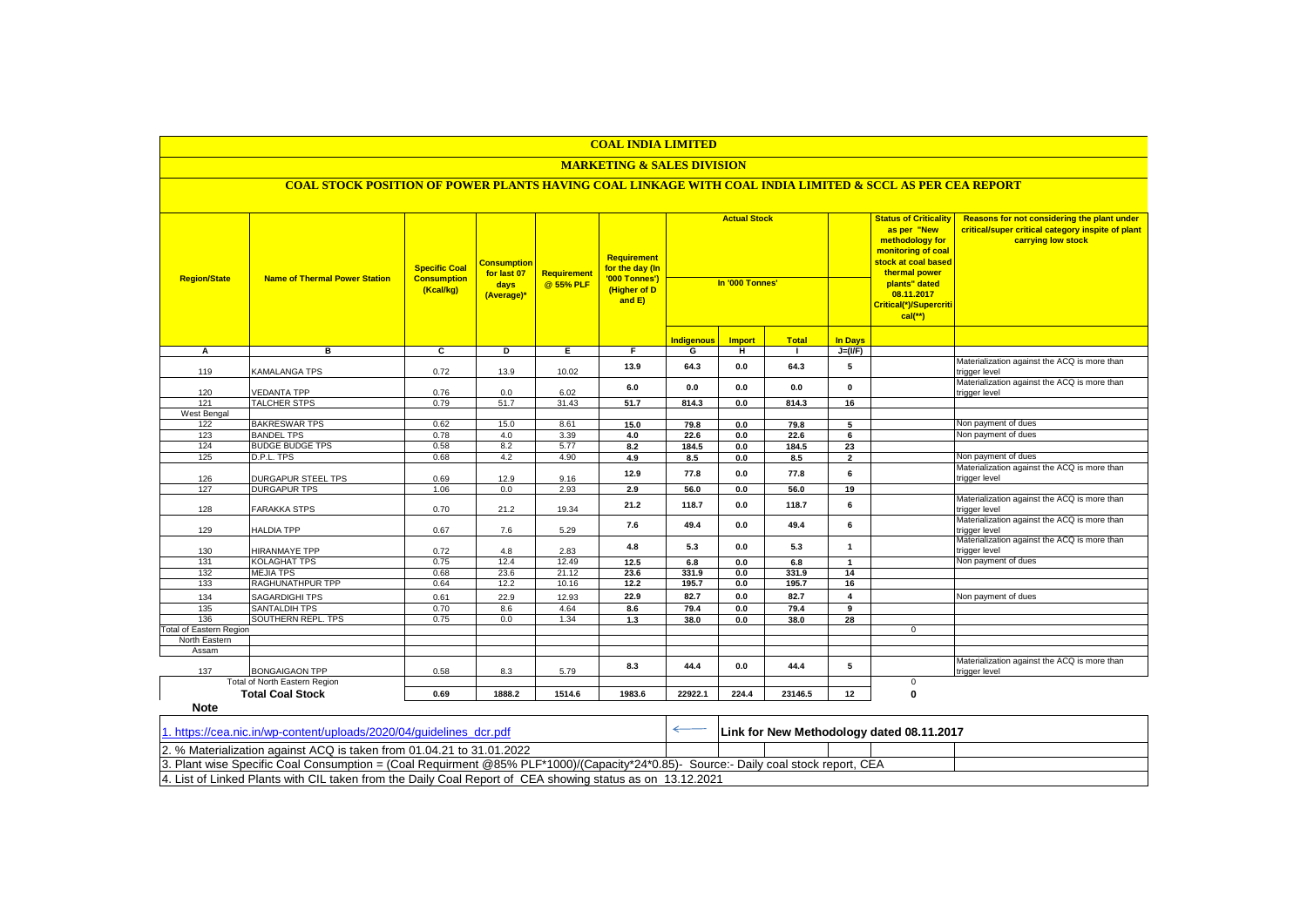# COAL INDIA LIMITED

## MARKETING & SALES DIVISION

### COAL STOCK POSITION OF POWER PLANTS HAVING COAL LINKAGE WITH COAL INDIA LIMITED & SCCL AS PER CEA REPORT

| Region/State | Name of Thermal Power Station | Specific Coal Consumption (Kcal/kg) | Consumption for last 07 days (Average)* | Requirement @ 55% PLF | Requirement for the day (In '000 Tonnes') (Higher of D and E) | Actual Stock In '000 Tonnes' | | | | Status of Criticality as per "New methodology for monitoring of coal stock at coal based thermal power plants" dated 08.11.2017 Critical(*)/Supercritical(**) | Reasons for not considering the plant under critical/super critical category inspite of plant carrying low stock |
|---|---|---|---|---|---|---|---|---|---|---|---|
| | | | | | | Indigenous | Import | Total | In Days | | |
| A | B | C | D | E | F | G | H | I | J=(I/F) | | |
| 119 | KAMALANGA TPS | 0.72 | 13.9 | 10.02 | 13.9 | 64.3 | 0.0 | 64.3 | 5 | | Materialization against the ACQ is more than trigger level |
| 120 | VEDANTA TPP | 0.76 | 0.0 | 6.02 | 6.0 | 0.0 | 0.0 | 0.0 | 0 | | Materialization against the ACQ is more than trigger level |
| 121 | TALCHER STPS | 0.79 | 51.7 | 31.43 | 51.7 | 814.3 | 0.0 | 814.3 | 16 | | |
| West Bengal | | | | | | | | | | | |
| 122 | BAKRESWAR TPS | 0.62 | 15.0 | 8.61 | 15.0 | 79.8 | 0.0 | 79.8 | 5 | | Non payment of dues |
| 123 | BANDEL TPS | 0.78 | 4.0 | 3.39 | 4.0 | 22.6 | 0.0 | 22.6 | 6 | | Non payment of dues |
| 124 | BUDGE BUDGE TPS | 0.58 | 8.2 | 5.77 | 8.2 | 184.5 | 0.0 | 184.5 | 23 | | |
| 125 | D.P.L. TPS | 0.68 | 4.2 | 4.90 | 4.9 | 8.5 | 0.0 | 8.5 | 2 | | Non payment of dues |
| 126 | DURGAPUR STEEL TPS | 0.69 | 12.9 | 9.16 | 12.9 | 77.8 | 0.0 | 77.8 | 6 | | Materialization against the ACQ is more than trigger level |
| 127 | DURGAPUR TPS | 1.06 | 0.0 | 2.93 | 2.9 | 56.0 | 0.0 | 56.0 | 19 | | |
| 128 | FARAKKA STPS | 0.70 | 21.2 | 19.34 | 21.2 | 118.7 | 0.0 | 118.7 | 6 | | Materialization against the ACQ is more than trigger level |
| 129 | HALDIA TPP | 0.67 | 7.6 | 5.29 | 7.6 | 49.4 | 0.0 | 49.4 | 6 | | Materialization against the ACQ is more than trigger level |
| 130 | HIRANMAYE TPP | 0.72 | 4.8 | 2.83 | 4.8 | 5.3 | 0.0 | 5.3 | 1 | | Materialization against the ACQ is more than trigger level |
| 131 | KOLAGHAT TPS | 0.75 | 12.4 | 12.49 | 12.5 | 6.8 | 0.0 | 6.8 | 1 | | Non payment of dues |
| 132 | MEJIA TPS | 0.68 | 23.6 | 21.12 | 23.6 | 331.9 | 0.0 | 331.9 | 14 | | |
| 133 | RAGHUNATHPUR TPP | 0.64 | 12.2 | 10.16 | 12.2 | 195.7 | 0.0 | 195.7 | 16 | | |
| 134 | SAGARDIGHI TPS | 0.61 | 22.9 | 12.93 | 22.9 | 82.7 | 0.0 | 82.7 | 4 | | Non payment of dues |
| 135 | SANTALDIH TPS | 0.70 | 8.6 | 4.64 | 8.6 | 79.4 | 0.0 | 79.4 | 9 | | |
| 136 | SOUTHERN REPL. TPS | 0.75 | 0.0 | 1.34 | 1.3 | 38.0 | 0.0 | 38.0 | 28 | | |
| Total of Eastern Region | | | | | | | | | | 0 | |
| North Eastern | | | | | | | | | | | |
| Assam | | | | | | | | | | | |
| 137 | BONGAIGAON TPP | 0.58 | 8.3 | 5.79 | 8.3 | 44.4 | 0.0 | 44.4 | 5 | | Materialization against the ACQ is more than trigger level |
| Total of North Eastern Region | | | | | | | | | | 0 | |
| Total Coal Stock | | 0.69 | 1888.2 | 1514.6 | 1983.6 | 22922.1 | 224.4 | 23146.5 | 12 | 0 | |

**Note**

1. https://cea.nic.in/wp-content/uploads/2020/04/guidelines_dcr.pdf ⟵ **Link for New Methodology dated 08.11.2017**
2. % Materialization against ACQ is taken from 01.04.21 to 31.01.2022
3. Plant wise Specific Coal Consumption = (Coal Requirment @85% PLF*1000)/(Capacity*24*0.85)- Source:- Daily coal stock report, CEA
4. List of Linked Plants with CIL taken from the Daily Coal Report of CEA showing status as on 13.12.2021